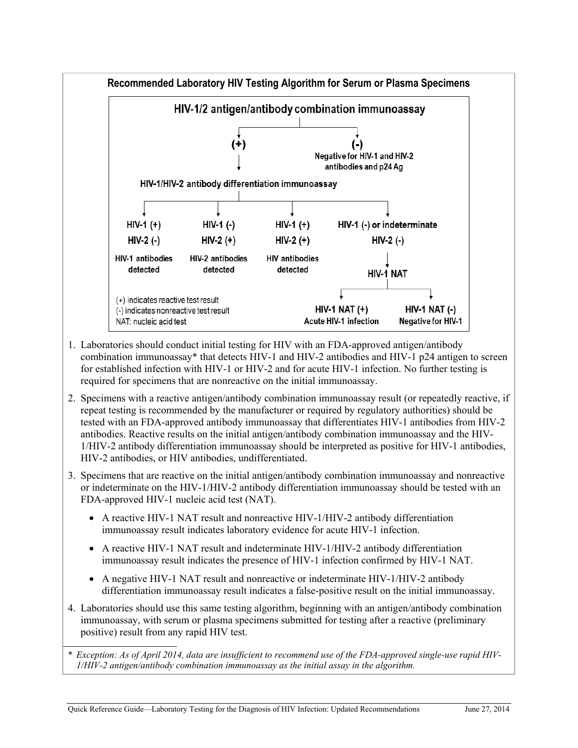## Recommended Laboratory HIV Testing Algorithm for Serum or Plasma Specimens

**HIV-1/2 antigen/antibody combination immunoassay**

- **(+)** → **HIV-1/HIV-2 antibody differentiation immunoassay**
  - **HIV-1 (+) / HIV-2 (-)**: HIV-1 antibodies detected
  - **HIV-1 (-) / HIV-2 (+)**: HIV-2 antibodies detected
  - **HIV-1 (+) / HIV-2 (+)**: HIV antibodies detected
  - **HIV-1 (-) or indeterminate / HIV-2 (-)** → **HIV-1 NAT**
    - **HIV-1 NAT (+)**: Acute HIV-1 infection
    - **HIV-1 NAT (-)**: Negative for HIV-1
- **(-)**: Negative for HIV-1 and HIV-2 antibodies and p24 Ag

(+) indicates reactive test result
(-) indicates nonreactive test result
NAT: nucleic acid test

1. Laboratories should conduct initial testing for HIV with an FDA-approved antigen/antibody combination immunoassay* that detects HIV-1 and HIV-2 antibodies and HIV-1 p24 antigen to screen for established infection with HIV-1 or HIV-2 and for acute HIV-1 infection. No further testing is required for specimens that are nonreactive on the initial immunoassay.
2. Specimens with a reactive antigen/antibody combination immunoassay result (or repeatedly reactive, if repeat testing is recommended by the manufacturer or required by regulatory authorities) should be tested with an FDA-approved antibody immunoassay that differentiates HIV-1 antibodies from HIV-2 antibodies. Reactive results on the initial antigen/antibody combination immunoassay and the HIV-1/HIV-2 antibody differentiation immunoassay should be interpreted as positive for HIV-1 antibodies, HIV-2 antibodies, or HIV antibodies, undifferentiated.
3. Specimens that are reactive on the initial antigen/antibody combination immunoassay and nonreactive or indeterminate on the HIV-1/HIV-2 antibody differentiation immunoassay should be tested with an FDA-approved HIV-1 nucleic acid test (NAT).
   - A reactive HIV-1 NAT result and nonreactive HIV-1/HIV-2 antibody differentiation immunoassay result indicates laboratory evidence for acute HIV-1 infection.
   - A reactive HIV-1 NAT result and indeterminate HIV-1/HIV-2 antibody differentiation immunoassay result indicates the presence of HIV-1 infection confirmed by HIV-1 NAT.
   - A negative HIV-1 NAT result and nonreactive or indeterminate HIV-1/HIV-2 antibody differentiation immunoassay result indicates a false-positive result on the initial immunoassay.
4. Laboratories should use this same testing algorithm, beginning with an antigen/antibody combination immunoassay, with serum or plasma specimens submitted for testing after a reactive (preliminary positive) result from any rapid HIV test.

\* *Exception: As of April 2014, data are insufficient to recommend use of the FDA-approved single-use rapid HIV-1/HIV-2 antigen/antibody combination immunoassay as the initial assay in the algorithm.*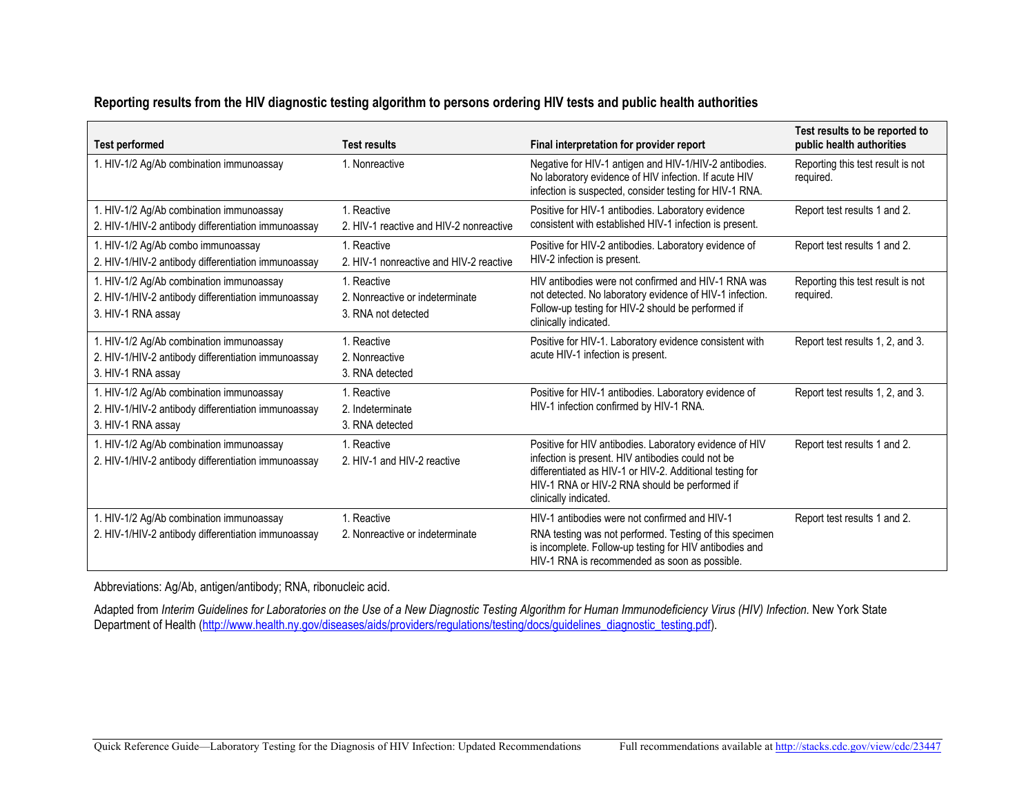### Reporting results from the HIV diagnostic testing algorithm to persons ordering HIV tests and public health authorities

| Test performed | Test results | Final interpretation for provider report | Test results to be reported to public health authorities |
|---|---|---|---|
| 1. HIV-1/2 Ag/Ab combination immunoassay | 1. Nonreactive | Negative for HIV-1 antigen and HIV-1/HIV-2 antibodies. No laboratory evidence of HIV infection. If acute HIV infection is suspected, consider testing for HIV-1 RNA. | Reporting this test result is not required. |
| 1. HIV-1/2 Ag/Ab combination immunoassay<br>2. HIV-1/HIV-2 antibody differentiation immunoassay | 1. Reactive<br>2. HIV-1 reactive and HIV-2 nonreactive | Positive for HIV-1 antibodies. Laboratory evidence consistent with established HIV-1 infection is present. | Report test results 1 and 2. |
| 1. HIV-1/2 Ag/Ab combo immunoassay<br>2. HIV-1/HIV-2 antibody differentiation immunoassay | 1. Reactive<br>2. HIV-1 nonreactive and HIV-2 reactive | Positive for HIV-2 antibodies. Laboratory evidence of HIV-2 infection is present. | Report test results 1 and 2. |
| 1. HIV-1/2 Ag/Ab combination immunoassay<br>2. HIV-1/HIV-2 antibody differentiation immunoassay<br>3. HIV-1 RNA assay | 1. Reactive<br>2. Nonreactive or indeterminate<br>3. RNA not detected | HIV antibodies were not confirmed and HIV-1 RNA was not detected. No laboratory evidence of HIV-1 infection. Follow-up testing for HIV-2 should be performed if clinically indicated. | Reporting this test result is not required. |
| 1. HIV-1/2 Ag/Ab combination immunoassay<br>2. HIV-1/HIV-2 antibody differentiation immunoassay<br>3. HIV-1 RNA assay | 1. Reactive<br>2. Nonreactive<br>3. RNA detected | Positive for HIV-1. Laboratory evidence consistent with acute HIV-1 infection is present. | Report test results 1, 2, and 3. |
| 1. HIV-1/2 Ag/Ab combination immunoassay<br>2. HIV-1/HIV-2 antibody differentiation immunoassay<br>3. HIV-1 RNA assay | 1. Reactive<br>2. Indeterminate<br>3. RNA detected | Positive for HIV-1 antibodies. Laboratory evidence of HIV-1 infection confirmed by HIV-1 RNA. | Report test results 1, 2, and 3. |
| 1. HIV-1/2 Ag/Ab combination immunoassay<br>2. HIV-1/HIV-2 antibody differentiation immunoassay | 1. Reactive<br>2. HIV-1 and HIV-2 reactive | Positive for HIV antibodies. Laboratory evidence of HIV infection is present. HIV antibodies could not be differentiated as HIV-1 or HIV-2. Additional testing for HIV-1 RNA or HIV-2 RNA should be performed if clinically indicated. | Report test results 1 and 2. |
| 1. HIV-1/2 Ag/Ab combination immunoassay<br>2. HIV-1/HIV-2 antibody differentiation immunoassay | 1. Reactive<br>2. Nonreactive or indeterminate | HIV-1 antibodies were not confirmed and HIV-1 RNA testing was not performed. Testing of this specimen is incomplete. Follow-up testing for HIV antibodies and HIV-1 RNA is recommended as soon as possible. | Report test results 1 and 2. |

Abbreviations: Ag/Ab, antigen/antibody; RNA, ribonucleic acid.

Adapted from *Interim Guidelines for Laboratories on the Use of a New Diagnostic Testing Algorithm for Human Immunodeficiency Virus (HIV) Infection.* New York State Department of Health (http://www.health.ny.gov/diseases/aids/providers/regulations/testing/docs/guidelines_diagnostic_testing.pdf).